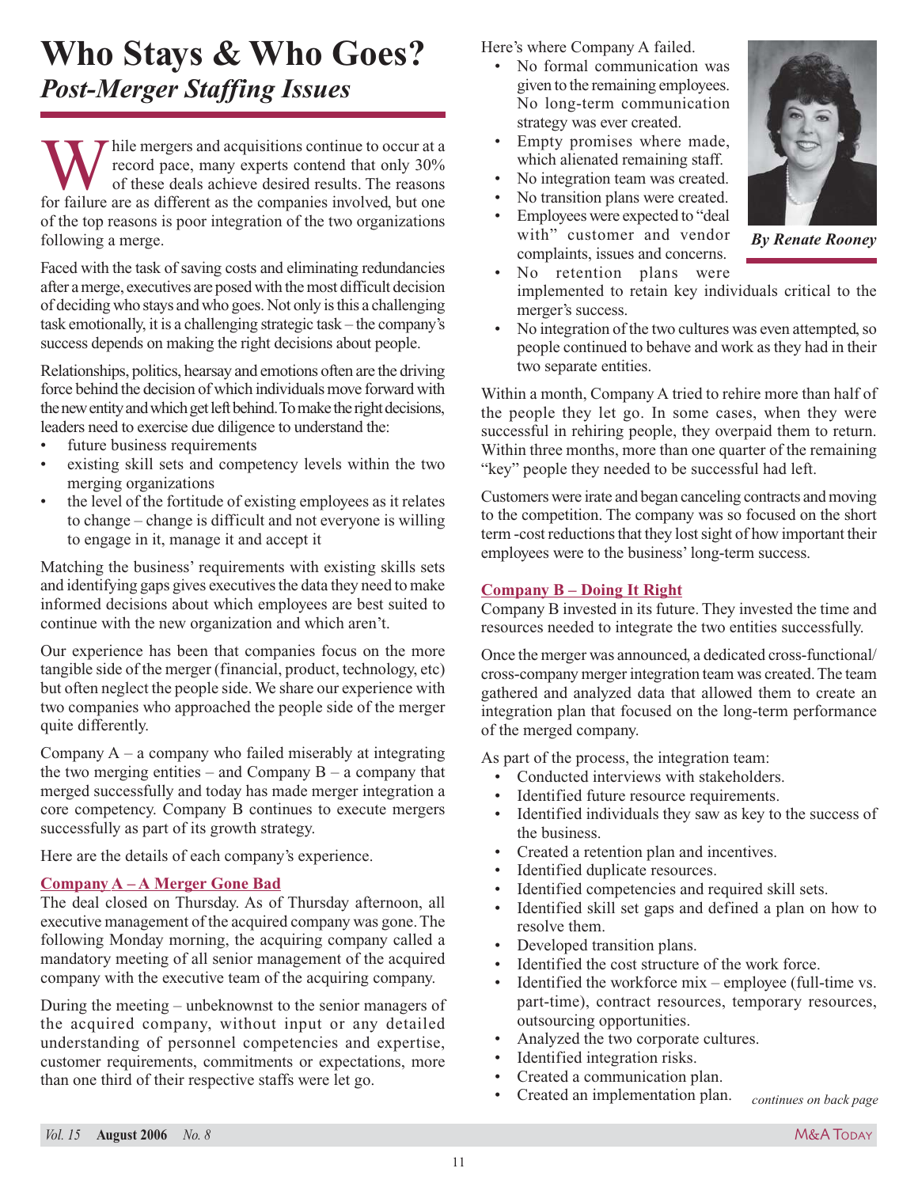# Who Stays & Who Goes?

## *Post-Merger Staffing Issues*

While mergers and acquisitions continue to occur at a record pace, many experts contend that only 30% of these deals achieve desired results. The reasons for failure are as different as the companies involved, but one of the top reasons is poor integration of the two organizations following a merge.

Faced with the task of saving costs and eliminating redundancies after a merge, executives are posed with the most difficult decision of deciding who stays and who goes. Not only is this a challenging task emotionally, it is a challenging strategic task – the company's success depends on making the right decisions about people.

Relationships, politics, hearsay and emotions often are the driving force behind the decision of which individuals move forward with the new entity and which get left behind. To make the right decisions, leaders need to exercise due diligence to understand the:

- future business requirements
- existing skill sets and competency levels within the two merging organizations
- the level of the fortitude of existing employees as it relates to change – change is difficult and not everyone is willing to engage in it, manage it and accept it

Matching the business' requirements with existing skills sets and identifying gaps gives executives the data they need to make informed decisions about which employees are best suited to continue with the new organization and which aren't.

Our experience has been that companies focus on the more tangible side of the merger (financial, product, technology, etc) but often neglect the people side. We share our experience with two companies who approached the people side of the merger quite differently.

Company A – a company who failed miserably at integrating the two merging entities – and Company B – a company that merged successfully and today has made merger integration a core competency. Company B continues to execute mergers successfully as part of its growth strategy.

Here are the details of each company's experience.

### Company A – A Merger Gone Bad

The deal closed on Thursday. As of Thursday afternoon, all executive management of the acquired company was gone. The following Monday morning, the acquiring company called a mandatory meeting of all senior management of the acquired company with the executive team of the acquiring company.

During the meeting – unbeknownst to the senior managers of the acquired company, without input or any detailed understanding of personnel competencies and expertise, customer requirements, commitments or expectations, more than one third of their respective staffs were let go.

*By Renate Rooney*

Here's where Company A failed.

- No formal communication was given to the remaining employees. No long-term communication strategy was ever created.
- Empty promises where made, which alienated remaining staff.
- No integration team was created.
- No transition plans were created.
- Employees were expected to "deal with" customer and vendor complaints, issues and concerns.
- No retention plans were implemented to retain key individuals critical to the merger's success.
- No integration of the two cultures was even attempted, so people continued to behave and work as they had in their two separate entities.

Within a month, Company A tried to rehire more than half of the people they let go. In some cases, when they were successful in rehiring people, they overpaid them to return. Within three months, more than one quarter of the remaining "key" people they needed to be successful had left.

Customers were irate and began canceling contracts and moving to the competition. The company was so focused on the short term -cost reductions that they lost sight of how important their employees were to the business' long-term success.

### Company B – Doing It Right

Company B invested in its future. They invested the time and resources needed to integrate the two entities successfully.

Once the merger was announced, a dedicated cross-functional/ cross-company merger integration team was created. The team gathered and analyzed data that allowed them to create an integration plan that focused on the long-term performance of the merged company.

As part of the process, the integration team:

- Conducted interviews with stakeholders.
- Identified future resource requirements.
- Identified individuals they saw as key to the success of the business.
- Created a retention plan and incentives.
- Identified duplicate resources.
- Identified competencies and required skill sets.
- Identified skill set gaps and defined a plan on how to resolve them.
- Developed transition plans.
- Identified the cost structure of the work force.
- Identified the workforce mix – employee (full-time vs. part-time), contract resources, temporary resources, outsourcing opportunities.
- Analyzed the two corporate cultures.
- Identified integration risks.
- Created a communication plan.
- Created an implementation plan.

*continues on back page*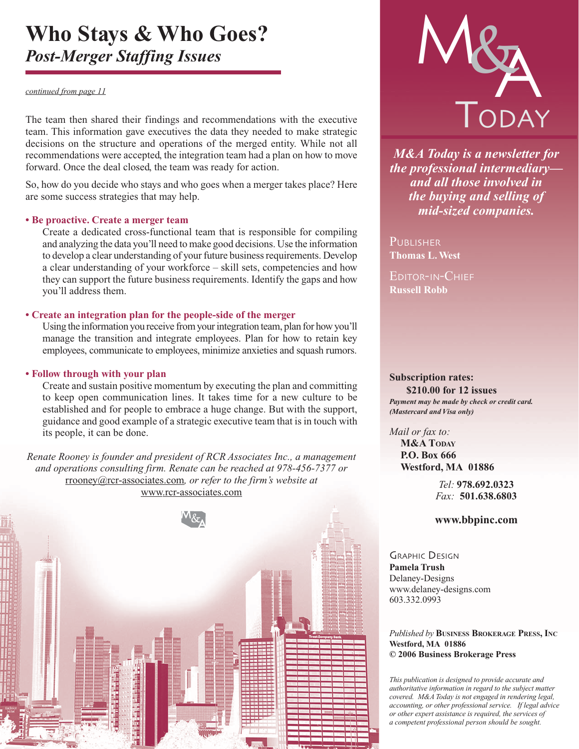# Who Stays & Who Goes?

## *Post-Merger Staffing Issues*

*continued from page 11*

The team then shared their findings and recommendations with the executive team. This information gave executives the data they needed to make strategic decisions on the structure and operations of the merged entity. While not all recommendations were accepted, the integration team had a plan on how to move forward. Once the deal closed, the team was ready for action.

So, how do you decide who stays and who goes when a merger takes place? Here are some success strategies that may help.

- **Be proactive. Create a merger team**
  Create a dedicated cross-functional team that is responsible for compiling and analyzing the data you'll need to make good decisions. Use the information to develop a clear understanding of your future business requirements. Develop a clear understanding of your workforce – skill sets, competencies and how they can support the future business requirements. Identify the gaps and how you'll address them.

- **Create an integration plan for the people-side of the merger**
  Using the information you receive from your integration team, plan for how you'll manage the transition and integrate employees. Plan for how to retain key employees, communicate to employees, minimize anxieties and squash rumors.

- **Follow through with your plan**
  Create and sustain positive momentum by executing the plan and committing to keep open communication lines. It takes time for a new culture to be established and for people to embrace a huge change. But with the support, guidance and good example of a strategic executive team that is in touch with its people, it can be done.

*Renate Rooney is founder and president of RCR Associates Inc., a management and operations consulting firm. Renate can be reached at 978-456-7377 or* rrooney@rcr-associates.com*, or refer to the firm's website at* www.rcr-associates.com

---

# M&A Today

***M&A Today is a newsletter for the professional intermediary—and all those involved in the buying and selling of mid-sized companies.***

PUBLISHER
**Thomas L. West**

EDITOR-IN-CHIEF
**Russell Robb**

**Subscription rates:**
**$210.00 for 12 issues**
***Payment may be made by check or credit card. (Mastercard and Visa only)***

*Mail or fax to:*
**M&A TODAY**
**P.O. Box 666**
**Westford, MA 01886**

*Tel:* **978.692.0323**
*Fax:* **501.638.6803**

**www.bbpinc.com**

GRAPHIC DESIGN
**Pamela Trush**
Delaney-Designs
www.delaney-designs.com
603.332.0993

*Published by* **BUSINESS BROKERAGE PRESS, INC**
**Westford, MA 01886**
**© 2006 Business Brokerage Press**

*This publication is designed to provide accurate and authoritative information in regard to the subject matter covered. M&A Today is not engaged in rendering legal, accounting, or other professional service. If legal advice or other expert assistance is required, the services of a competent professional person should be sought.*